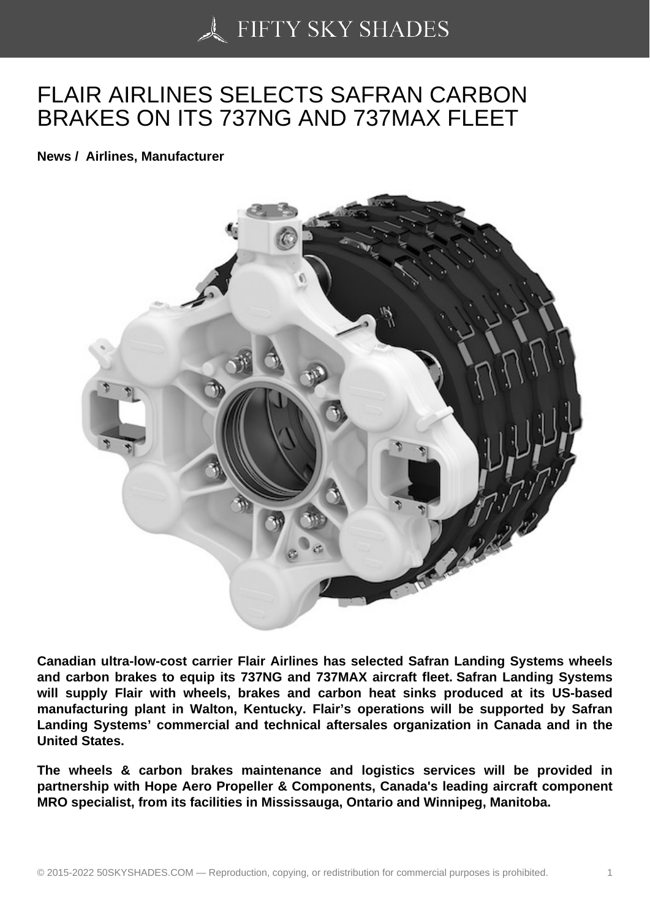# FLAIR AIRLINES SELECTS SAFRAN CARBON BRAKES ON ITS 737NG AND 737MAX FLEET

**News / Airlines, Manufacturer**

**Canadian ultra-low-cost carrier Flair Airlines has selected Safran Landing Systems wheels and carbon brakes to equip its 737NG and 737MAX aircraft fleet. Safran Landing Systems will supply Flair with wheels, brakes and carbon heat sinks produced at its US-based manufacturing plant in Walton, Kentucky. Flair's operations will be supported by Safran Landing Systems' commercial and technical aftersales organization in Canada and in the United States.**

**The wheels & carbon brakes maintenance and logistics services will be provided in partnership with Hope Aero Propeller & Components, Canada's leading aircraft component MRO specialist, from its facilities in Mississauga, Ontario and Winnipeg, Manitoba.**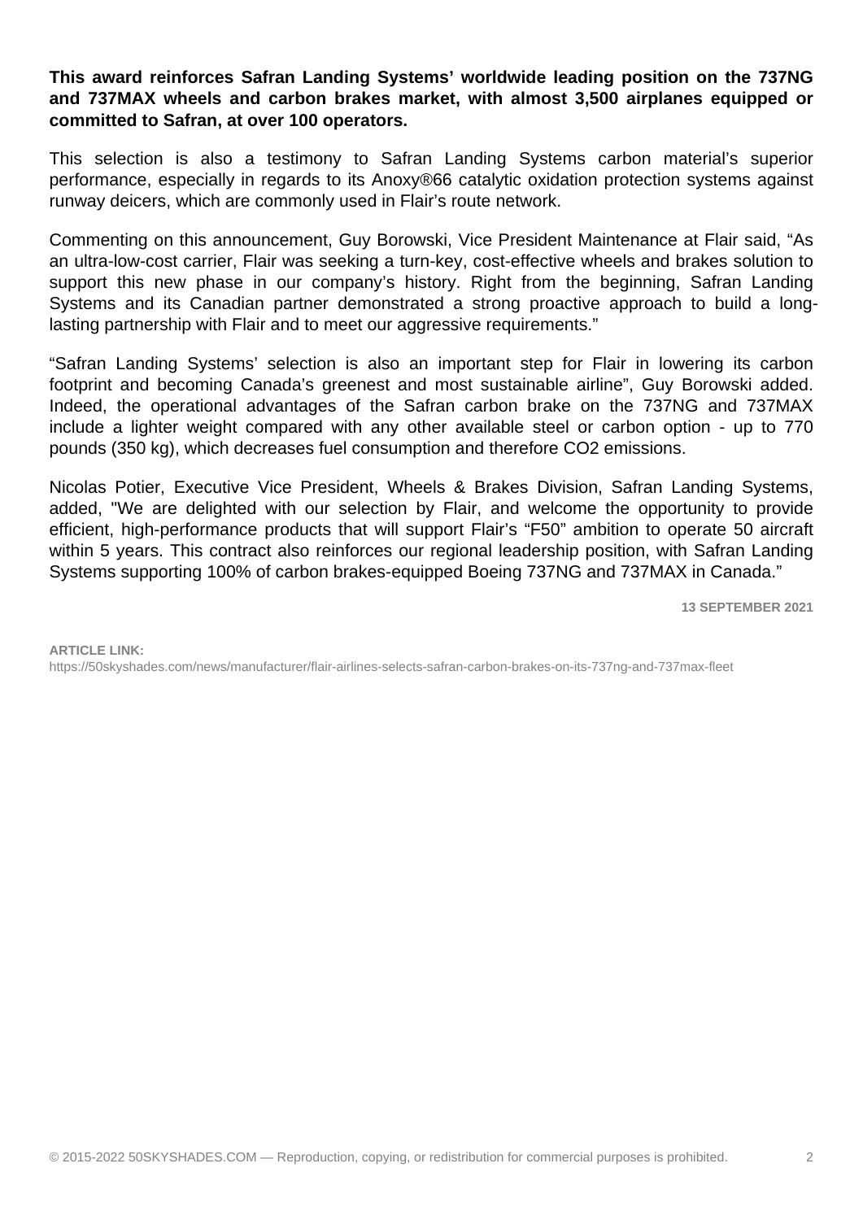**This award reinforces Safran Landing Systems' worldwide leading position on the 737NG and 737MAX wheels and carbon brakes market, with almost 3,500 airplanes equipped or committed to Safran, at over 100 operators.**

This selection is also a testimony to Safran Landing Systems carbon material's superior performance, especially in regards to its Anoxy®66 catalytic oxidation protection systems against runway deicers, which are commonly used in Flair's route network.

Commenting on this announcement, Guy Borowski, Vice President Maintenance at Flair said, "As an ultra-low-cost carrier, Flair was seeking a turn-key, cost-effective wheels and brakes solution to support this new phase in our company's history. Right from the beginning, Safran Landing Systems and its Canadian partner demonstrated a strong proactive approach to build a long-lasting partnership with Flair and to meet our aggressive requirements."

"Safran Landing Systems' selection is also an important step for Flair in lowering its carbon footprint and becoming Canada's greenest and most sustainable airline", Guy Borowski added. Indeed, the operational advantages of the Safran carbon brake on the 737NG and 737MAX include a lighter weight compared with any other available steel or carbon option - up to 770 pounds (350 kg), which decreases fuel consumption and therefore $CO_2$ emissions.

Nicolas Potier, Executive Vice President, Wheels & Brakes Division, Safran Landing Systems, added, "We are delighted with our selection by Flair, and welcome the opportunity to provide efficient, high-performance products that will support Flair's "F50" ambition to operate 50 aircraft within 5 years. This contract also reinforces our regional leadership position, with Safran Landing Systems supporting 100% of carbon brakes-equipped Boeing 737NG and 737MAX in Canada."

**13 SEPTEMBER 2021**

**ARTICLE LINK:**
https://50skyshades.com/news/manufacturer/flair-airlines-selects-safran-carbon-brakes-on-its-737ng-and-737max-fleet